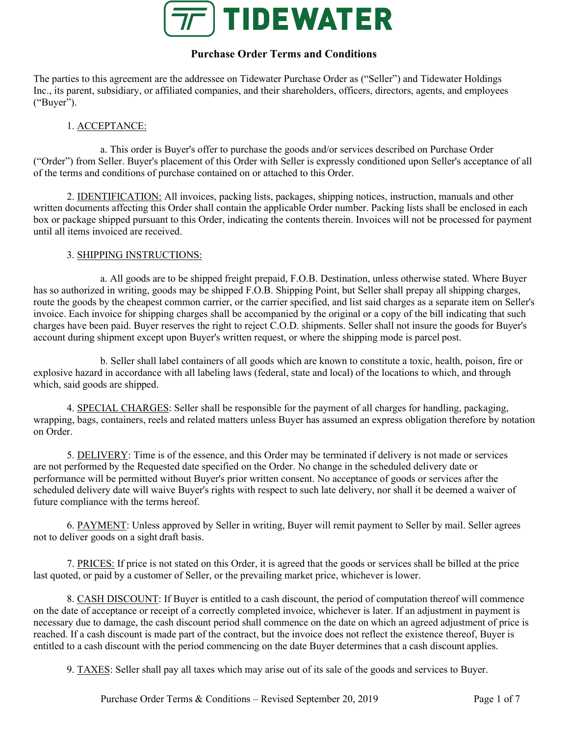# TIDEWATER

## Purchase Order Terms and Conditions

The parties to this agreement are the addressee on Tidewater Purchase Order as ("Seller") and Tidewater Holdings Inc., its parent, subsidiary, or affiliated companies, and their shareholders, officers, directors, agents, and employees ("Buyer").

1. ACCEPTANCE:

a. This order is Buyer's offer to purchase the goods and/or services described on Purchase Order ("Order") from Seller. Buyer's placement of this Order with Seller is expressly conditioned upon Seller's acceptance of all of the terms and conditions of purchase contained on or attached to this Order.

2. IDENTIFICATION: All invoices, packing lists, packages, shipping notices, instruction, manuals and other written documents affecting this Order shall contain the applicable Order number. Packing lists shall be enclosed in each box or package shipped pursuant to this Order, indicating the contents therein. Invoices will not be processed for payment until all items invoiced are received.

3. SHIPPING INSTRUCTIONS:

a. All goods are to be shipped freight prepaid, F.O.B. Destination, unless otherwise stated. Where Buyer has so authorized in writing, goods may be shipped F.O.B. Shipping Point, but Seller shall prepay all shipping charges, route the goods by the cheapest common carrier, or the carrier specified, and list said charges as a separate item on Seller's invoice. Each invoice for shipping charges shall be accompanied by the original or a copy of the bill indicating that such charges have been paid. Buyer reserves the right to reject C.O.D. shipments. Seller shall not insure the goods for Buyer's account during shipment except upon Buyer's written request, or where the shipping mode is parcel post.

b. Seller shall label containers of all goods which are known to constitute a toxic, health, poison, fire or explosive hazard in accordance with all labeling laws (federal, state and local) of the locations to which, and through which, said goods are shipped.

4. SPECIAL CHARGES: Seller shall be responsible for the payment of all charges for handling, packaging, wrapping, bags, containers, reels and related matters unless Buyer has assumed an express obligation therefore by notation on Order.

5. DELIVERY: Time is of the essence, and this Order may be terminated if delivery is not made or services are not performed by the Requested date specified on the Order. No change in the scheduled delivery date or performance will be permitted without Buyer's prior written consent. No acceptance of goods or services after the scheduled delivery date will waive Buyer's rights with respect to such late delivery, nor shall it be deemed a waiver of future compliance with the terms hereof.

6. PAYMENT: Unless approved by Seller in writing, Buyer will remit payment to Seller by mail. Seller agrees not to deliver goods on a sight draft basis.

7. PRICES: If price is not stated on this Order, it is agreed that the goods or services shall be billed at the price last quoted, or paid by a customer of Seller, or the prevailing market price, whichever is lower.

8. CASH DISCOUNT: If Buyer is entitled to a cash discount, the period of computation thereof will commence on the date of acceptance or receipt of a correctly completed invoice, whichever is later. If an adjustment in payment is necessary due to damage, the cash discount period shall commence on the date on which an agreed adjustment of price is reached. If a cash discount is made part of the contract, but the invoice does not reflect the existence thereof, Buyer is entitled to a cash discount with the period commencing on the date Buyer determines that a cash discount applies.

9. TAXES: Seller shall pay all taxes which may arise out of its sale of the goods and services to Buyer.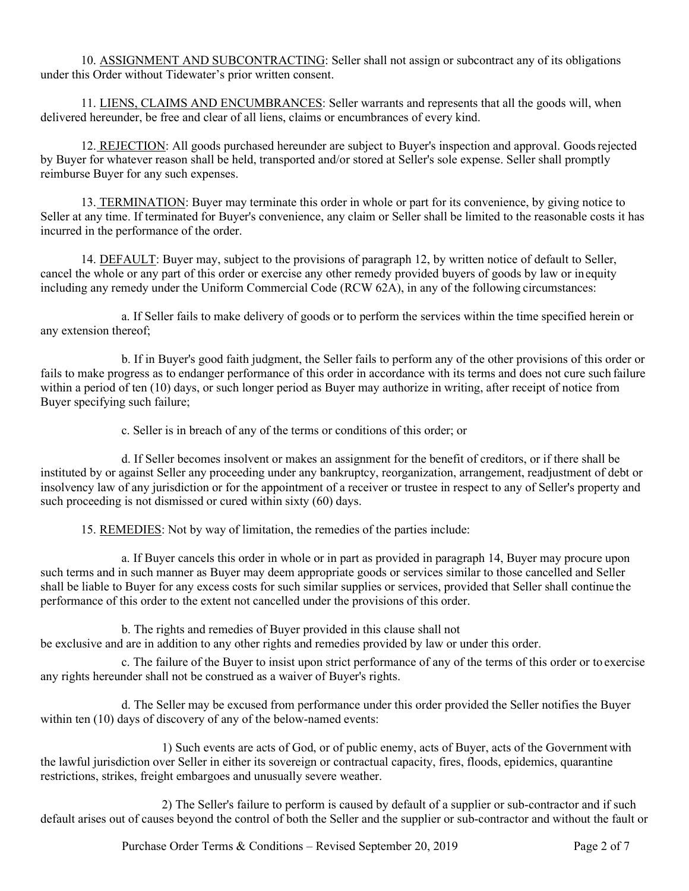10. ASSIGNMENT AND SUBCONTRACTING: Seller shall not assign or subcontract any of its obligations under this Order without Tidewater's prior written consent.

11. LIENS, CLAIMS AND ENCUMBRANCES: Seller warrants and represents that all the goods will, when delivered hereunder, be free and clear of all liens, claims or encumbrances of every kind.

12. REJECTION: All goods purchased hereunder are subject to Buyer's inspection and approval. Goods rejected by Buyer for whatever reason shall be held, transported and/or stored at Seller's sole expense. Seller shall promptly reimburse Buyer for any such expenses.

13. TERMINATION: Buyer may terminate this order in whole or part for its convenience, by giving notice to Seller at any time. If terminated for Buyer's convenience, any claim or Seller shall be limited to the reasonable costs it has incurred in the performance of the order.

14. DEFAULT: Buyer may, subject to the provisions of paragraph 12, by written notice of default to Seller, cancel the whole or any part of this order or exercise any other remedy provided buyers of goods by law or in equity including any remedy under the Uniform Commercial Code (RCW 62A), in any of the following circumstances:

a. If Seller fails to make delivery of goods or to perform the services within the time specified herein or any extension thereof;

b. If in Buyer's good faith judgment, the Seller fails to perform any of the other provisions of this order or fails to make progress as to endanger performance of this order in accordance with its terms and does not cure such failure within a period of ten (10) days, or such longer period as Buyer may authorize in writing, after receipt of notice from Buyer specifying such failure;

c. Seller is in breach of any of the terms or conditions of this order; or

d. If Seller becomes insolvent or makes an assignment for the benefit of creditors, or if there shall be instituted by or against Seller any proceeding under any bankruptcy, reorganization, arrangement, readjustment of debt or insolvency law of any jurisdiction or for the appointment of a receiver or trustee in respect to any of Seller's property and such proceeding is not dismissed or cured within sixty (60) days.

15. REMEDIES: Not by way of limitation, the remedies of the parties include:

a. If Buyer cancels this order in whole or in part as provided in paragraph 14, Buyer may procure upon such terms and in such manner as Buyer may deem appropriate goods or services similar to those cancelled and Seller shall be liable to Buyer for any excess costs for such similar supplies or services, provided that Seller shall continue the performance of this order to the extent not cancelled under the provisions of this order.

b. The rights and remedies of Buyer provided in this clause shall not be exclusive and are in addition to any other rights and remedies provided by law or under this order.

c. The failure of the Buyer to insist upon strict performance of any of the terms of this order or to exercise any rights hereunder shall not be construed as a waiver of Buyer's rights.

d. The Seller may be excused from performance under this order provided the Seller notifies the Buyer within ten (10) days of discovery of any of the below-named events:

1) Such events are acts of God, or of public enemy, acts of Buyer, acts of the Government with the lawful jurisdiction over Seller in either its sovereign or contractual capacity, fires, floods, epidemics, quarantine restrictions, strikes, freight embargoes and unusually severe weather.

2) The Seller's failure to perform is caused by default of a supplier or sub-contractor and if such default arises out of causes beyond the control of both the Seller and the supplier or sub-contractor and without the fault or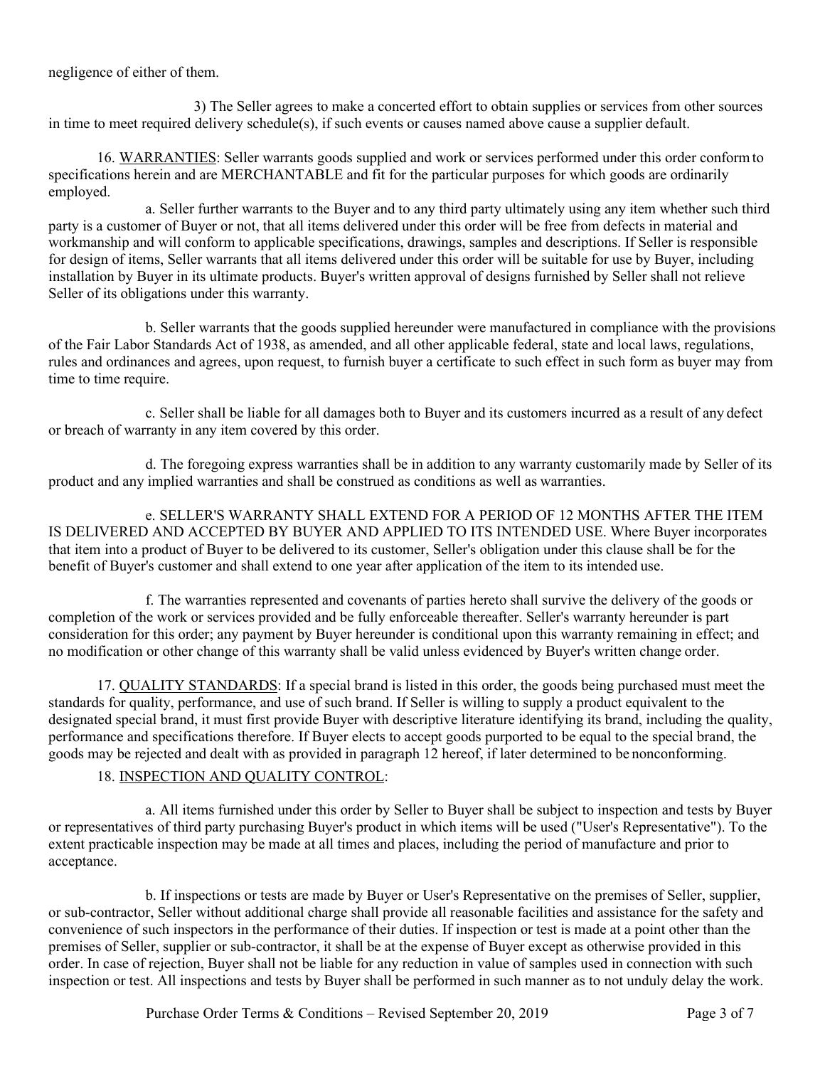negligence of either of them.

3) The Seller agrees to make a concerted effort to obtain supplies or services from other sources in time to meet required delivery schedule(s), if such events or causes named above cause a supplier default.

16. <u>WARRANTIES</u>: Seller warrants goods supplied and work or services performed under this order conform to specifications herein and are MERCHANTABLE and fit for the particular purposes for which goods are ordinarily employed.

a. Seller further warrants to the Buyer and to any third party ultimately using any item whether such third party is a customer of Buyer or not, that all items delivered under this order will be free from defects in material and workmanship and will conform to applicable specifications, drawings, samples and descriptions. If Seller is responsible for design of items, Seller warrants that all items delivered under this order will be suitable for use by Buyer, including installation by Buyer in its ultimate products. Buyer's written approval of designs furnished by Seller shall not relieve Seller of its obligations under this warranty.

b. Seller warrants that the goods supplied hereunder were manufactured in compliance with the provisions of the Fair Labor Standards Act of 1938, as amended, and all other applicable federal, state and local laws, regulations, rules and ordinances and agrees, upon request, to furnish buyer a certificate to such effect in such form as buyer may from time to time require.

c. Seller shall be liable for all damages both to Buyer and its customers incurred as a result of any defect or breach of warranty in any item covered by this order.

d. The foregoing express warranties shall be in addition to any warranty customarily made by Seller of its product and any implied warranties and shall be construed as conditions as well as warranties.

e. SELLER'S WARRANTY SHALL EXTEND FOR A PERIOD OF 12 MONTHS AFTER THE ITEM IS DELIVERED AND ACCEPTED BY BUYER AND APPLIED TO ITS INTENDED USE. Where Buyer incorporates that item into a product of Buyer to be delivered to its customer, Seller's obligation under this clause shall be for the benefit of Buyer's customer and shall extend to one year after application of the item to its intended use.

f. The warranties represented and covenants of parties hereto shall survive the delivery of the goods or completion of the work or services provided and be fully enforceable thereafter. Seller's warranty hereunder is part consideration for this order; any payment by Buyer hereunder is conditional upon this warranty remaining in effect; and no modification or other change of this warranty shall be valid unless evidenced by Buyer's written change order.

17. <u>QUALITY STANDARDS</u>: If a special brand is listed in this order, the goods being purchased must meet the standards for quality, performance, and use of such brand. If Seller is willing to supply a product equivalent to the designated special brand, it must first provide Buyer with descriptive literature identifying its brand, including the quality, performance and specifications therefore. If Buyer elects to accept goods purported to be equal to the special brand, the goods may be rejected and dealt with as provided in paragraph 12 hereof, if later determined to be nonconforming.

18. <u>INSPECTION AND QUALITY CONTROL</u>:

a. All items furnished under this order by Seller to Buyer shall be subject to inspection and tests by Buyer or representatives of third party purchasing Buyer's product in which items will be used ("User's Representative"). To the extent practicable inspection may be made at all times and places, including the period of manufacture and prior to acceptance.

b. If inspections or tests are made by Buyer or User's Representative on the premises of Seller, supplier, or sub-contractor, Seller without additional charge shall provide all reasonable facilities and assistance for the safety and convenience of such inspectors in the performance of their duties. If inspection or test is made at a point other than the premises of Seller, supplier or sub-contractor, it shall be at the expense of Buyer except as otherwise provided in this order. In case of rejection, Buyer shall not be liable for any reduction in value of samples used in connection with such inspection or test. All inspections and tests by Buyer shall be performed in such manner as to not unduly delay the work.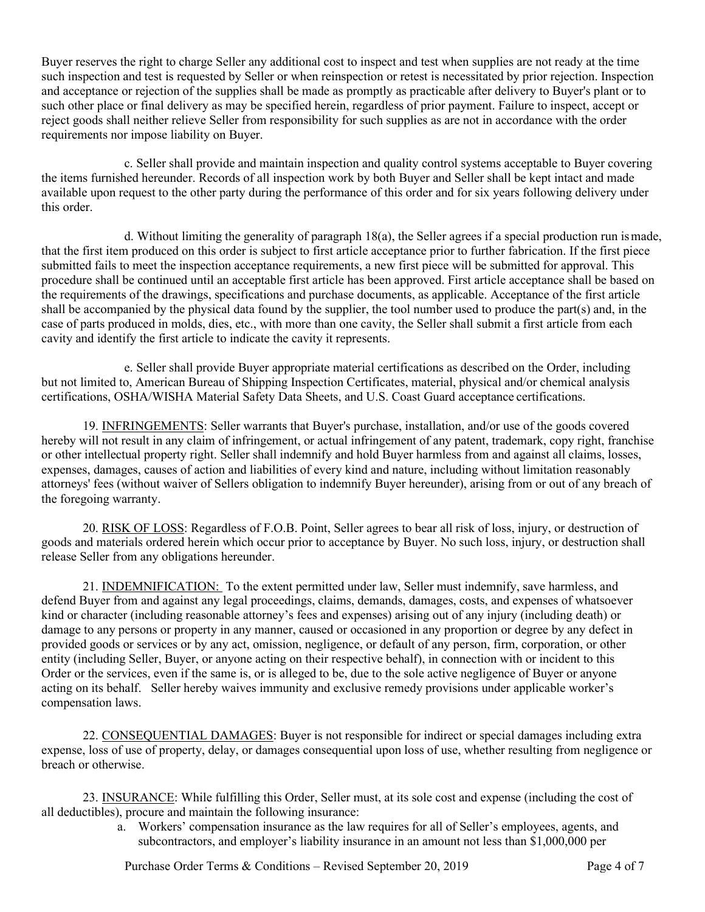Buyer reserves the right to charge Seller any additional cost to inspect and test when supplies are not ready at the time such inspection and test is requested by Seller or when reinspection or retest is necessitated by prior rejection. Inspection and acceptance or rejection of the supplies shall be made as promptly as practicable after delivery to Buyer's plant or to such other place or final delivery as may be specified herein, regardless of prior payment. Failure to inspect, accept or reject goods shall neither relieve Seller from responsibility for such supplies as are not in accordance with the order requirements nor impose liability on Buyer.

c. Seller shall provide and maintain inspection and quality control systems acceptable to Buyer covering the items furnished hereunder. Records of all inspection work by both Buyer and Seller shall be kept intact and made available upon request to the other party during the performance of this order and for six years following delivery under this order.

d. Without limiting the generality of paragraph 18(a), the Seller agrees if a special production run is made, that the first item produced on this order is subject to first article acceptance prior to further fabrication. If the first piece submitted fails to meet the inspection acceptance requirements, a new first piece will be submitted for approval. This procedure shall be continued until an acceptable first article has been approved. First article acceptance shall be based on the requirements of the drawings, specifications and purchase documents, as applicable. Acceptance of the first article shall be accompanied by the physical data found by the supplier, the tool number used to produce the part(s) and, in the case of parts produced in molds, dies, etc., with more than one cavity, the Seller shall submit a first article from each cavity and identify the first article to indicate the cavity it represents.

e. Seller shall provide Buyer appropriate material certifications as described on the Order, including but not limited to, American Bureau of Shipping Inspection Certificates, material, physical and/or chemical analysis certifications, OSHA/WISHA Material Safety Data Sheets, and U.S. Coast Guard acceptance certifications.

19. <u>INFRINGEMENTS</u>: Seller warrants that Buyer's purchase, installation, and/or use of the goods covered hereby will not result in any claim of infringement, or actual infringement of any patent, trademark, copy right, franchise or other intellectual property right. Seller shall indemnify and hold Buyer harmless from and against all claims, losses, expenses, damages, causes of action and liabilities of every kind and nature, including without limitation reasonably attorneys' fees (without waiver of Sellers obligation to indemnify Buyer hereunder), arising from or out of any breach of the foregoing warranty.

20. <u>RISK OF LOSS</u>: Regardless of F.O.B. Point, Seller agrees to bear all risk of loss, injury, or destruction of goods and materials ordered herein which occur prior to acceptance by Buyer. No such loss, injury, or destruction shall release Seller from any obligations hereunder.

21. <u>INDEMNIFICATION:</u> To the extent permitted under law, Seller must indemnify, save harmless, and defend Buyer from and against any legal proceedings, claims, demands, damages, costs, and expenses of whatsoever kind or character (including reasonable attorney's fees and expenses) arising out of any injury (including death) or damage to any persons or property in any manner, caused or occasioned in any proportion or degree by any defect in provided goods or services or by any act, omission, negligence, or default of any person, firm, corporation, or other entity (including Seller, Buyer, or anyone acting on their respective behalf), in connection with or incident to this Order or the services, even if the same is, or is alleged to be, due to the sole active negligence of Buyer or anyone acting on its behalf. Seller hereby waives immunity and exclusive remedy provisions under applicable worker's compensation laws.

22. <u>CONSEQUENTIAL DAMAGES</u>: Buyer is not responsible for indirect or special damages including extra expense, loss of use of property, delay, or damages consequential upon loss of use, whether resulting from negligence or breach or otherwise.

23. <u>INSURANCE</u>: While fulfilling this Order, Seller must, at its sole cost and expense (including the cost of all deductibles), procure and maintain the following insurance:

a. Workers' compensation insurance as the law requires for all of Seller's employees, agents, and subcontractors, and employer's liability insurance in an amount not less than $1,000,000 per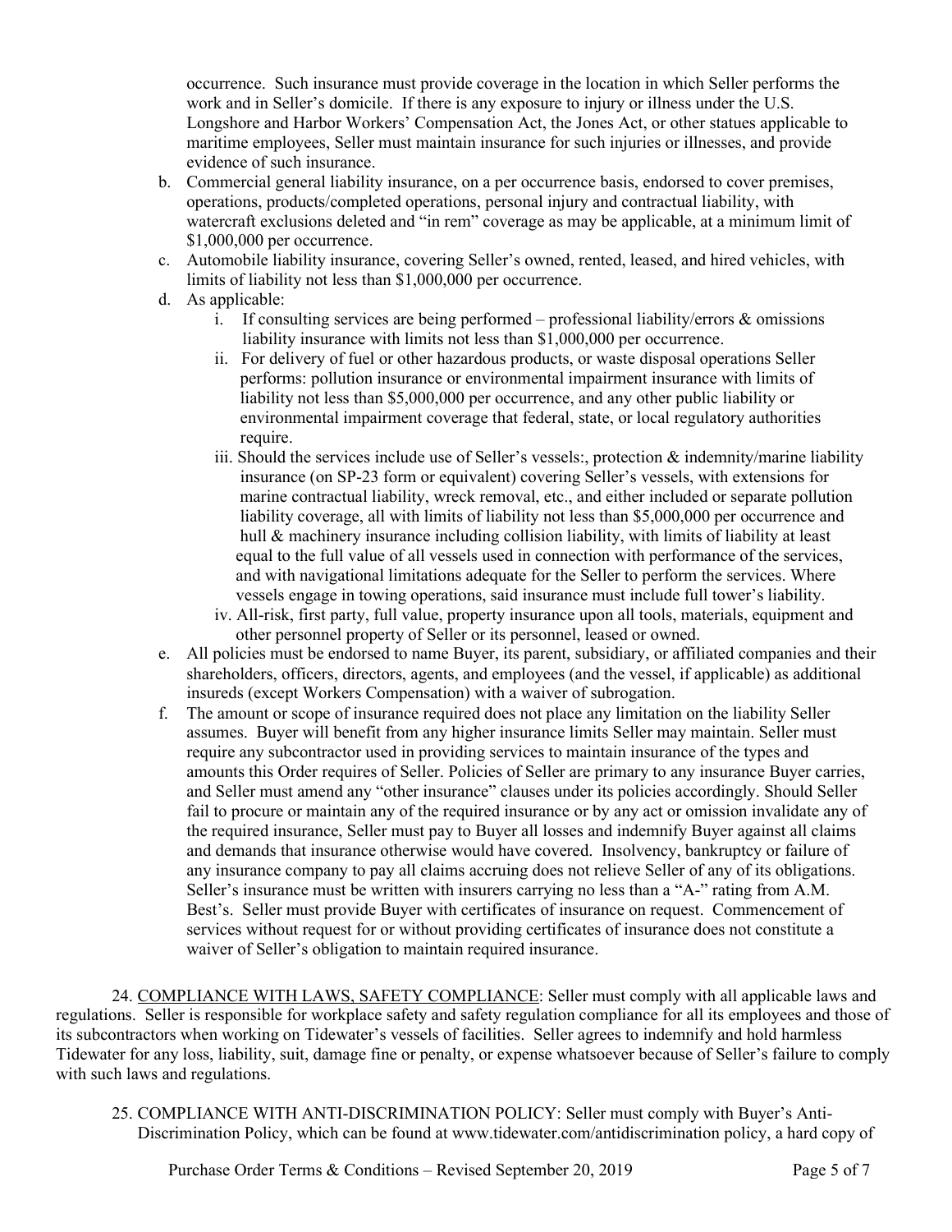occurrence. Such insurance must provide coverage in the location in which Seller performs the work and in Seller's domicile. If there is any exposure to injury or illness under the U.S. Longshore and Harbor Workers' Compensation Act, the Jones Act, or other statues applicable to maritime employees, Seller must maintain insurance for such injuries or illnesses, and provide evidence of such insurance.

b. Commercial general liability insurance, on a per occurrence basis, endorsed to cover premises, operations, products/completed operations, personal injury and contractual liability, with watercraft exclusions deleted and "in rem" coverage as may be applicable, at a minimum limit of $1,000,000 per occurrence.

c. Automobile liability insurance, covering Seller's owned, rented, leased, and hired vehicles, with limits of liability not less than $1,000,000 per occurrence.

d. As applicable:
   i. If consulting services are being performed – professional liability/errors & omissions liability insurance with limits not less than $1,000,000 per occurrence.
   ii. For delivery of fuel or other hazardous products, or waste disposal operations Seller performs: pollution insurance or environmental impairment insurance with limits of liability not less than $5,000,000 per occurrence, and any other public liability or environmental impairment coverage that federal, state, or local regulatory authorities require.
   iii. Should the services include use of Seller's vessels:, protection & indemnity/marine liability insurance (on SP-23 form or equivalent) covering Seller's vessels, with extensions for marine contractual liability, wreck removal, etc., and either included or separate pollution liability coverage, all with limits of liability not less than $5,000,000 per occurrence and hull & machinery insurance including collision liability, with limits of liability at least equal to the full value of all vessels used in connection with performance of the services, and with navigational limitations adequate for the Seller to perform the services. Where vessels engage in towing operations, said insurance must include full tower's liability.
   iv. All-risk, first party, full value, property insurance upon all tools, materials, equipment and other personnel property of Seller or its personnel, leased or owned.

e. All policies must be endorsed to name Buyer, its parent, subsidiary, or affiliated companies and their shareholders, officers, directors, agents, and employees (and the vessel, if applicable) as additional insureds (except Workers Compensation) with a waiver of subrogation.

f. The amount or scope of insurance required does not place any limitation on the liability Seller assumes. Buyer will benefit from any higher insurance limits Seller may maintain. Seller must require any subcontractor used in providing services to maintain insurance of the types and amounts this Order requires of Seller. Policies of Seller are primary to any insurance Buyer carries, and Seller must amend any "other insurance" clauses under its policies accordingly. Should Seller fail to procure or maintain any of the required insurance or by any act or omission invalidate any of the required insurance, Seller must pay to Buyer all losses and indemnify Buyer against all claims and demands that insurance otherwise would have covered. Insolvency, bankruptcy or failure of any insurance company to pay all claims accruing does not relieve Seller of any of its obligations. Seller's insurance must be written with insurers carrying no less than a "A-" rating from A.M. Best's. Seller must provide Buyer with certificates of insurance on request. Commencement of services without request for or without providing certificates of insurance does not constitute a waiver of Seller's obligation to maintain required insurance.

24. <u>COMPLIANCE WITH LAWS, SAFETY COMPLIANCE</u>: Seller must comply with all applicable laws and regulations. Seller is responsible for workplace safety and safety regulation compliance for all its employees and those of its subcontractors when working on Tidewater's vessels of facilities. Seller agrees to indemnify and hold harmless Tidewater for any loss, liability, suit, damage fine or penalty, or expense whatsoever because of Seller's failure to comply with such laws and regulations.

25. COMPLIANCE WITH ANTI-DISCRIMINATION POLICY: Seller must comply with Buyer's Anti-Discrimination Policy, which can be found at www.tidewater.com/antidiscrimination policy, a hard copy of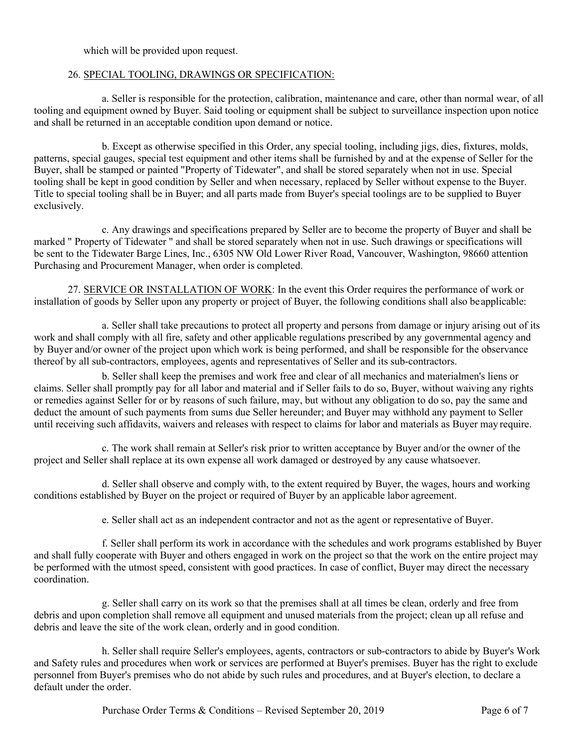which will be provided upon request.

26. <u>SPECIAL TOOLING, DRAWINGS OR SPECIFICATION:</u>

a. Seller is responsible for the protection, calibration, maintenance and care, other than normal wear, of all tooling and equipment owned by Buyer. Said tooling or equipment shall be subject to surveillance inspection upon notice and shall be returned in an acceptable condition upon demand or notice.

b. Except as otherwise specified in this Order, any special tooling, including jigs, dies, fixtures, molds, patterns, special gauges, special test equipment and other items shall be furnished by and at the expense of Seller for the Buyer, shall be stamped or painted "Property of Tidewater", and shall be stored separately when not in use. Special tooling shall be kept in good condition by Seller and when necessary, replaced by Seller without expense to the Buyer. Title to special tooling shall be in Buyer; and all parts made from Buyer's special toolings are to be supplied to Buyer exclusively.

c. Any drawings and specifications prepared by Seller are to become the property of Buyer and shall be marked " Property of Tidewater " and shall be stored separately when not in use. Such drawings or specifications will be sent to the Tidewater Barge Lines, Inc., 6305 NW Old Lower River Road, Vancouver, Washington, 98660 attention Purchasing and Procurement Manager, when order is completed.

27. <u>SERVICE OR INSTALLATION OF WORK</u>: In the event this Order requires the performance of work or installation of goods by Seller upon any property or project of Buyer, the following conditions shall also be applicable:

a. Seller shall take precautions to protect all property and persons from damage or injury arising out of its work and shall comply with all fire, safety and other applicable regulations prescribed by any governmental agency and by Buyer and/or owner of the project upon which work is being performed, and shall be responsible for the observance thereof by all sub-contractors, employees, agents and representatives of Seller and its sub-contractors.

b. Seller shall keep the premises and work free and clear of all mechanics and materialmen's liens or claims. Seller shall promptly pay for all labor and material and if Seller fails to do so, Buyer, without waiving any rights or remedies against Seller for or by reasons of such failure, may, but without any obligation to do so, pay the same and deduct the amount of such payments from sums due Seller hereunder; and Buyer may withhold any payment to Seller until receiving such affidavits, waivers and releases with respect to claims for labor and materials as Buyer may require.

c. The work shall remain at Seller's risk prior to written acceptance by Buyer and/or the owner of the project and Seller shall replace at its own expense all work damaged or destroyed by any cause whatsoever.

d. Seller shall observe and comply with, to the extent required by Buyer, the wages, hours and working conditions established by Buyer on the project or required of Buyer by an applicable labor agreement.

e. Seller shall act as an independent contractor and not as the agent or representative of Buyer.

f. Seller shall perform its work in accordance with the schedules and work programs established by Buyer and shall fully cooperate with Buyer and others engaged in work on the project so that the work on the entire project may be performed with the utmost speed, consistent with good practices. In case of conflict, Buyer may direct the necessary coordination.

g. Seller shall carry on its work so that the premises shall at all times be clean, orderly and free from debris and upon completion shall remove all equipment and unused materials from the project; clean up all refuse and debris and leave the site of the work clean, orderly and in good condition.

h. Seller shall require Seller's employees, agents, contractors or sub-contractors to abide by Buyer's Work and Safety rules and procedures when work or services are performed at Buyer's premises. Buyer has the right to exclude personnel from Buyer's premises who do not abide by such rules and procedures, and at Buyer's election, to declare a default under the order.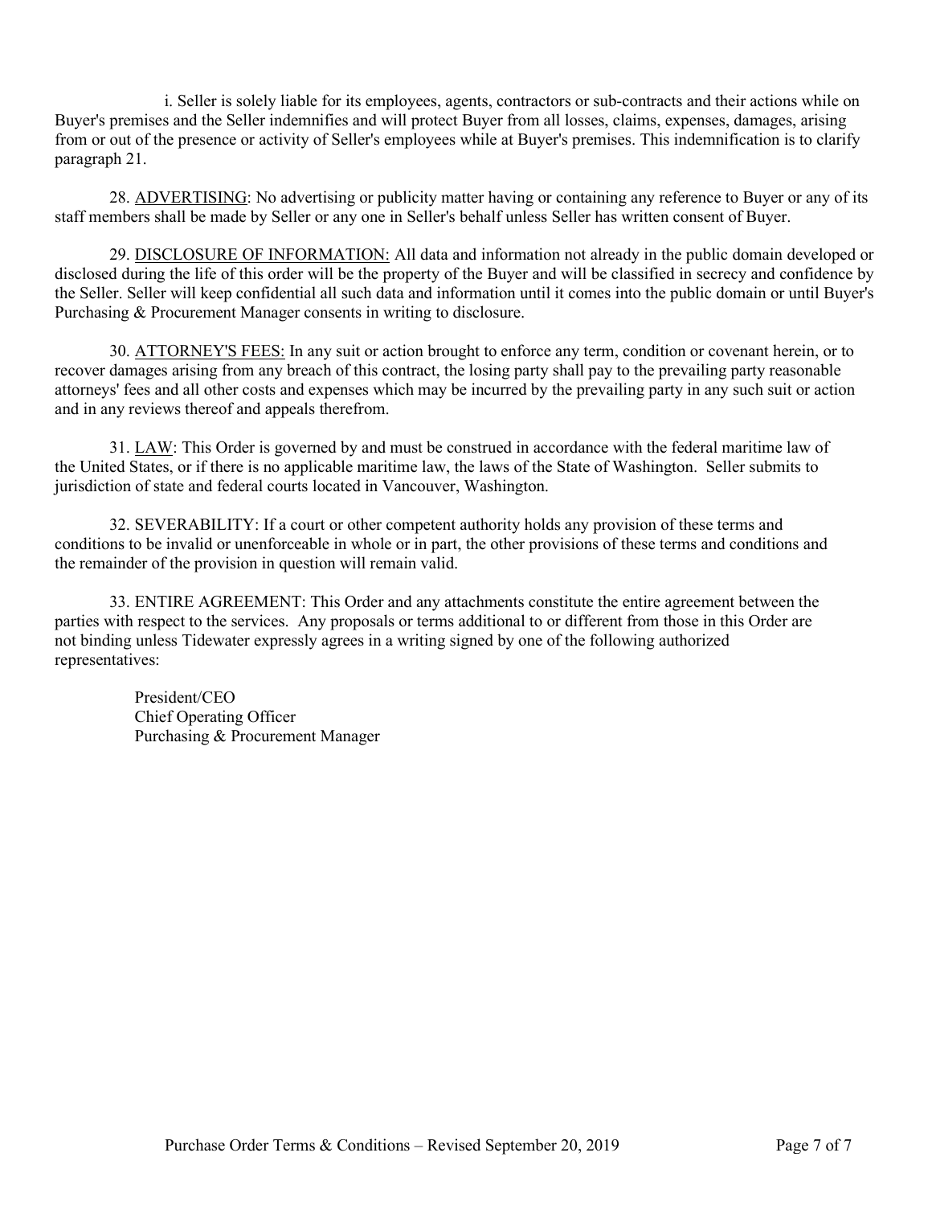i. Seller is solely liable for its employees, agents, contractors or sub-contracts and their actions while on Buyer's premises and the Seller indemnifies and will protect Buyer from all losses, claims, expenses, damages, arising from or out of the presence or activity of Seller's employees while at Buyer's premises. This indemnification is to clarify paragraph 21.

28. ADVERTISING: No advertising or publicity matter having or containing any reference to Buyer or any of its staff members shall be made by Seller or any one in Seller's behalf unless Seller has written consent of Buyer.

29. DISCLOSURE OF INFORMATION: All data and information not already in the public domain developed or disclosed during the life of this order will be the property of the Buyer and will be classified in secrecy and confidence by the Seller. Seller will keep confidential all such data and information until it comes into the public domain or until Buyer's Purchasing & Procurement Manager consents in writing to disclosure.

30. ATTORNEY'S FEES: In any suit or action brought to enforce any term, condition or covenant herein, or to recover damages arising from any breach of this contract, the losing party shall pay to the prevailing party reasonable attorneys' fees and all other costs and expenses which may be incurred by the prevailing party in any such suit or action and in any reviews thereof and appeals therefrom.

31. LAW: This Order is governed by and must be construed in accordance with the federal maritime law of the United States, or if there is no applicable maritime law, the laws of the State of Washington. Seller submits to jurisdiction of state and federal courts located in Vancouver, Washington.

32. SEVERABILITY: If a court or other competent authority holds any provision of these terms and conditions to be invalid or unenforceable in whole or in part, the other provisions of these terms and conditions and the remainder of the provision in question will remain valid.

33. ENTIRE AGREEMENT: This Order and any attachments constitute the entire agreement between the parties with respect to the services. Any proposals or terms additional to or different from those in this Order are not binding unless Tidewater expressly agrees in a writing signed by one of the following authorized representatives:

President/CEO
Chief Operating Officer
Purchasing & Procurement Manager